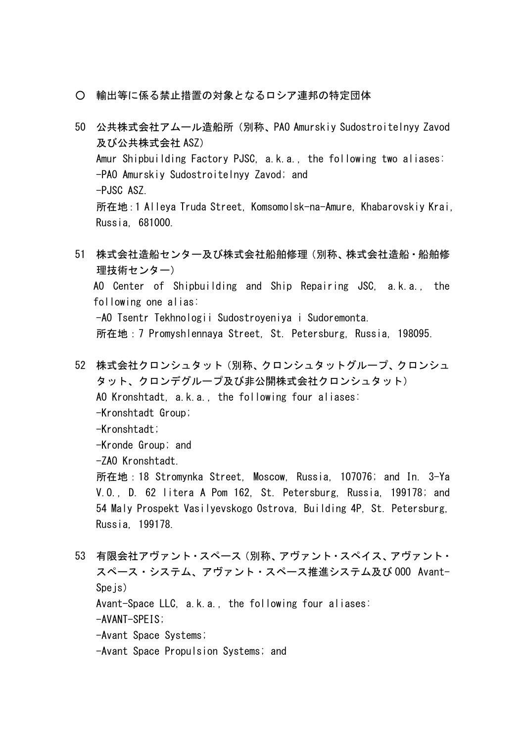○ 輸出等に係る禁止措置の対象となるロシア連邦の特定団体

50 公共株式会社アムール造船所（別称、PAO Amurskiy Sudostroitelnyy Zavod 及び公共株式会社 ASZ）
Amur Shipbuilding Factory PJSC, a.k.a., the following two aliases:
-PAO Amurskiy Sudostroitelnyy Zavod; and
-PJSC ASZ.
所在地:1 Alleya Truda Street, Komsomolsk-na-Amure, Khabarovskiy Krai, Russia, 681000.

51 株式会社造船センター及び株式会社船舶修理（別称、株式会社造船・船舶修理技術センター）
AO Center of Shipbuilding and Ship Repairing JSC, a.k.a., the following one alias:
-AO Tsentr Tekhnologii Sudostroyeniya i Sudoremonta.
所在地：7 Promyshlennaya Street, St. Petersburg, Russia, 198095.

52 株式会社クロンシュタット（別称、クロンシュタットグループ、クロンシュタット、クロンデグループ及び非公開株式会社クロンシュタット）
AO Kronshtadt, a.k.a., the following four aliases:
-Kronshtadt Group;
-Kronshtadt;
-Kronde Group; and
-ZAO Kronshtadt.
所在地：18 Stromynka Street, Moscow, Russia, 107076; and In. 3-Ya V.O., D. 62 litera A Pom 162, St. Petersburg, Russia, 199178; and 54 Maly Prospekt Vasilyevskogo Ostrova, Building 4P, St. Petersburg, Russia, 199178.

53 有限会社アヴァント・スペース（別称、アヴァント・スペイス、アヴァント・スペース・システム、アヴァント・スペース推進システム及び OOO Avant-Spejs）
Avant-Space LLC, a.k.a., the following four aliases:
-AVANT-SPEIS;
-Avant Space Systems;
-Avant Space Propulsion Systems; and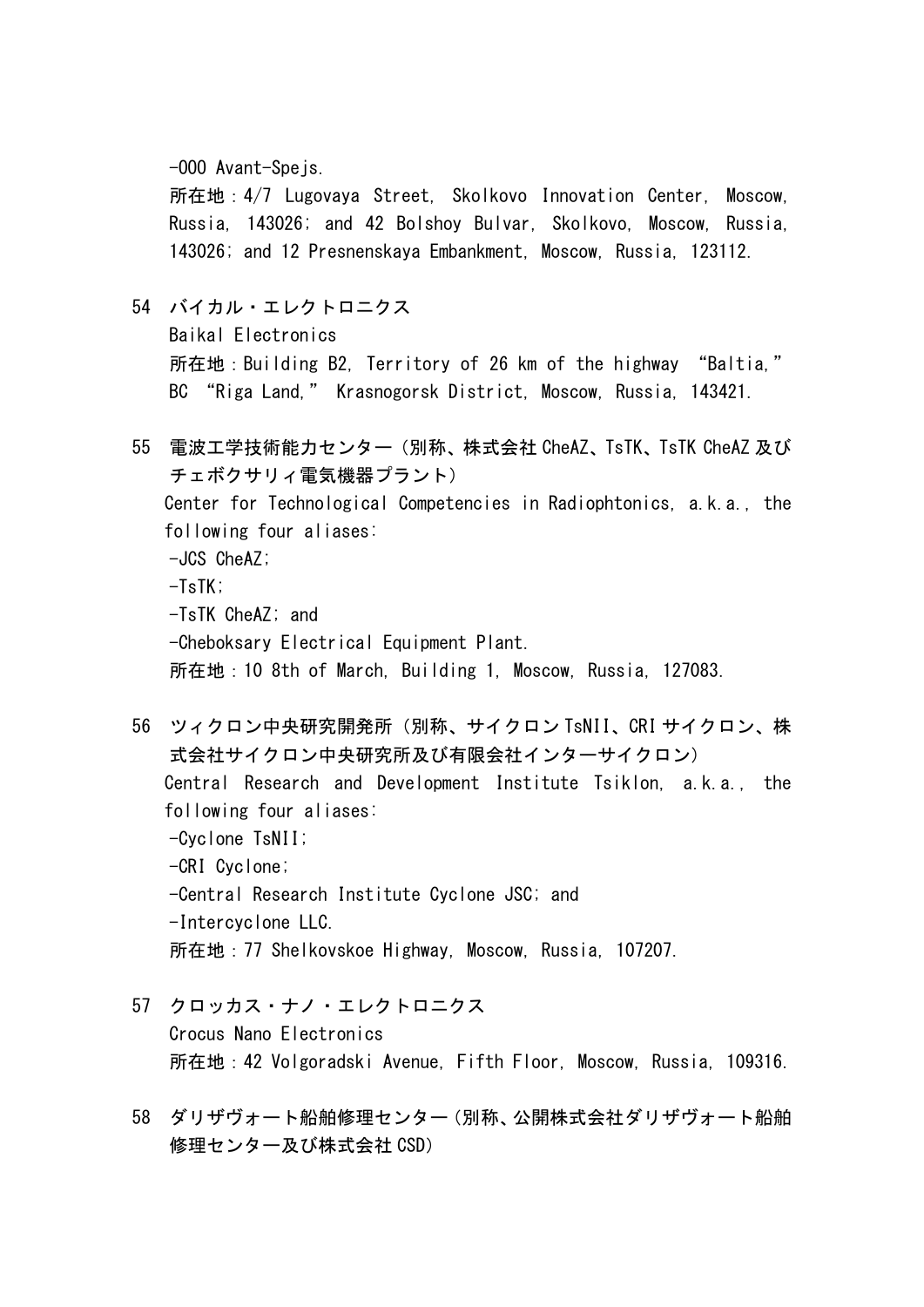-OOO Avant-Spejs.

所在地：4/7 Lugovaya Street, Skolkovo Innovation Center, Moscow, Russia, 143026; and 42 Bolshoy Bulvar, Skolkovo, Moscow, Russia, 143026; and 12 Presnenskaya Embankment, Moscow, Russia, 123112.

54 バイカル・エレクトロニクス

Baikal Electronics

所在地：Building B2, Territory of 26 km of the highway "Baltia," BC "Riga Land," Krasnogorsk District, Moscow, Russia, 143421.

55 電波工学技術能力センター（別称、株式会社 CheAZ、TsTK、TsTK CheAZ 及びチェボクサリィ電気機器プラント）

Center for Technological Competencies in Radiophtonics, a.k.a., the following four aliases:

-JCS CheAZ;

-TsTK;

-TsTK CheAZ; and

-Cheboksary Electrical Equipment Plant.

所在地：10 8th of March, Building 1, Moscow, Russia, 127083.

56 ツィクロン中央研究開発所（別称、サイクロン TsNII、CRI サイクロン、株式会社サイクロン中央研究所及び有限会社インターサイクロン）

Central Research and Development Institute Tsiklon, a.k.a., the following four aliases:

-Cyclone TsNII;

-CRI Cyclone;

-Central Research Institute Cyclone JSC; and

-Intercyclone LLC.

所在地：77 Shelkovskoe Highway, Moscow, Russia, 107207.

57 クロッカス・ナノ・エレクトロニクス

Crocus Nano Electronics

所在地：42 Volgoradski Avenue, Fifth Floor, Moscow, Russia, 109316.

58 ダリザヴォート船舶修理センター（別称、公開株式会社ダリザヴォート船舶修理センター及び株式会社 CSD）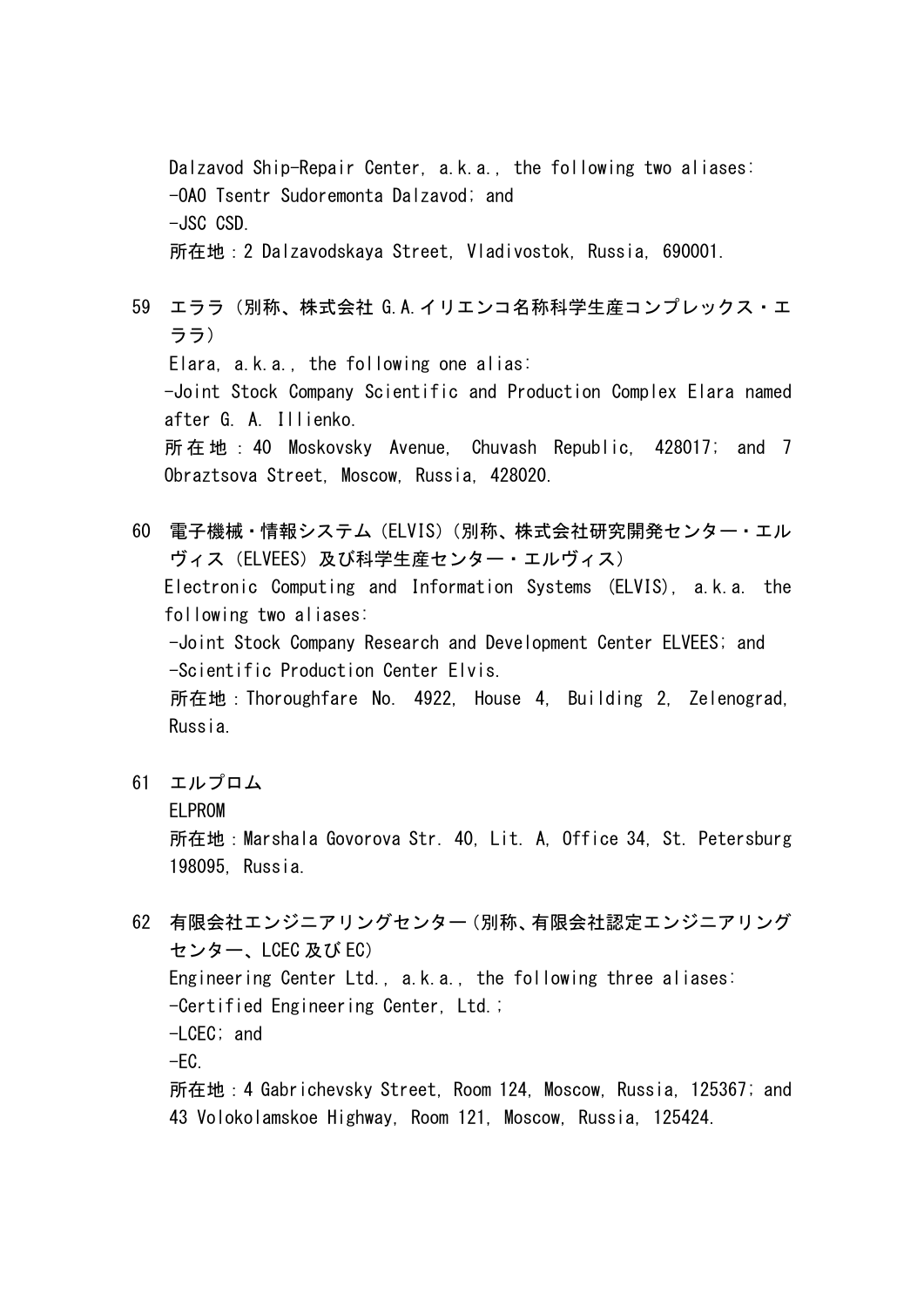Dalzavod Ship-Repair Center, a.k.a., the following two aliases:
-OAO Tsentr Sudoremonta Dalzavod; and
-JSC CSD.
所在地：2 Dalzavodskaya Street, Vladivostok, Russia, 690001.

59 エララ（別称、株式会社 G.A.イリエンコ名称科学生産コンプレックス・エララ）
Elara, a.k.a., the following one alias:
-Joint Stock Company Scientific and Production Complex Elara named after G. A. Illienko.
所在地：40 Moskovsky Avenue, Chuvash Republic, 428017; and 7 Obraztsova Street, Moscow, Russia, 428020.

60 電子機械・情報システム（ELVIS）（別称、株式会社研究開発センター・エルヴィス（ELVEES）及び科学生産センター・エルヴィス）
Electronic Computing and Information Systems (ELVIS), a.k.a. the following two aliases:
-Joint Stock Company Research and Development Center ELVEES; and
-Scientific Production Center Elvis.
所在地：Thoroughfare No. 4922, House 4, Building 2, Zelenograd, Russia.

61 エルプロム
ELPROM
所在地：Marshala Govorova Str. 40, Lit. A, Office 34, St. Petersburg 198095, Russia.

62 有限会社エンジニアリングセンター（別称、有限会社認定エンジニアリングセンター、LCEC 及び EC）
Engineering Center Ltd., a.k.a., the following three aliases:
-Certified Engineering Center, Ltd.;
-LCEC; and
-EC.
所在地：4 Gabrichevsky Street, Room 124, Moscow, Russia, 125367; and 43 Volokolamskoe Highway, Room 121, Moscow, Russia, 125424.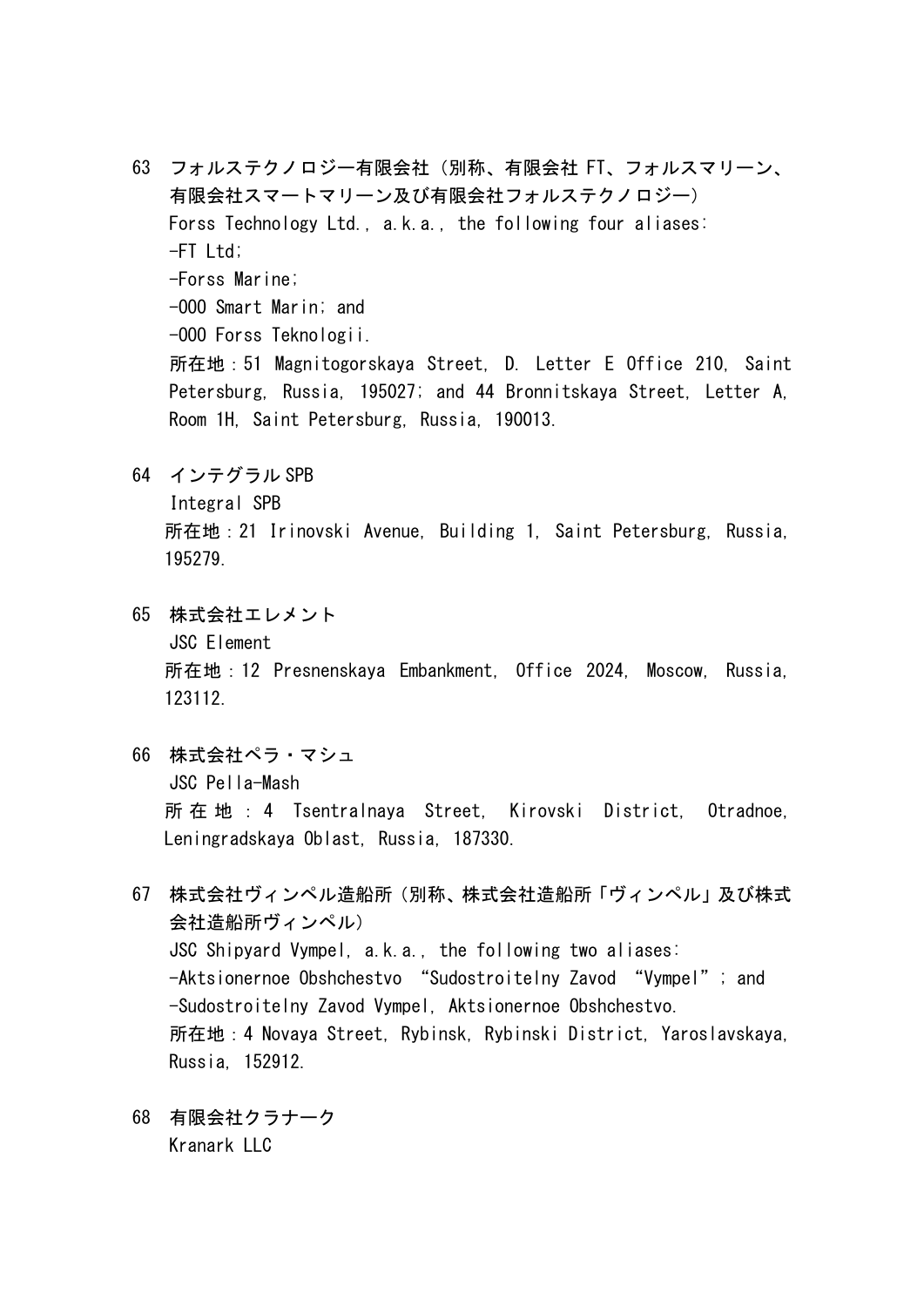63 フォルステクノロジー有限会社（別称、有限会社 FT、フォルスマリーン、有限会社スマートマリーン及び有限会社フォルステクノロジー）
Forss Technology Ltd., a.k.a., the following four aliases:
-FT Ltd;
-Forss Marine;
-OOO Smart Marin; and
-OOO Forss Teknologii.
所在地：51 Magnitogorskaya Street, D. Letter E Office 210, Saint Petersburg, Russia, 195027; and 44 Bronnitskaya Street, Letter A, Room 1H, Saint Petersburg, Russia, 190013.

64 インテグラル SPB
Integral SPB
所在地：21 Irinovski Avenue, Building 1, Saint Petersburg, Russia, 195279.

65 株式会社エレメント
JSC Element
所在地：12 Presnenskaya Embankment, Office 2024, Moscow, Russia, 123112.

66 株式会社ペラ・マシュ
JSC Pella-Mash
所在地：4 Tsentralnaya Street, Kirovski District, Otradnoe, Leningradskaya Oblast, Russia, 187330.

67 株式会社ヴィンペル造船所（別称、株式会社造船所「ヴィンペル」及び株式会社造船所ヴィンペル）
JSC Shipyard Vympel, a.k.a., the following two aliases:
-Aktsionernoe Obshchestvo "Sudostroitelny Zavod "Vympel"; and
-Sudostroitelny Zavod Vympel, Aktsionernoe Obshchestvo.
所在地：4 Novaya Street, Rybinsk, Rybinski District, Yaroslavskaya, Russia, 152912.

68 有限会社クラナーク
Kranark LLC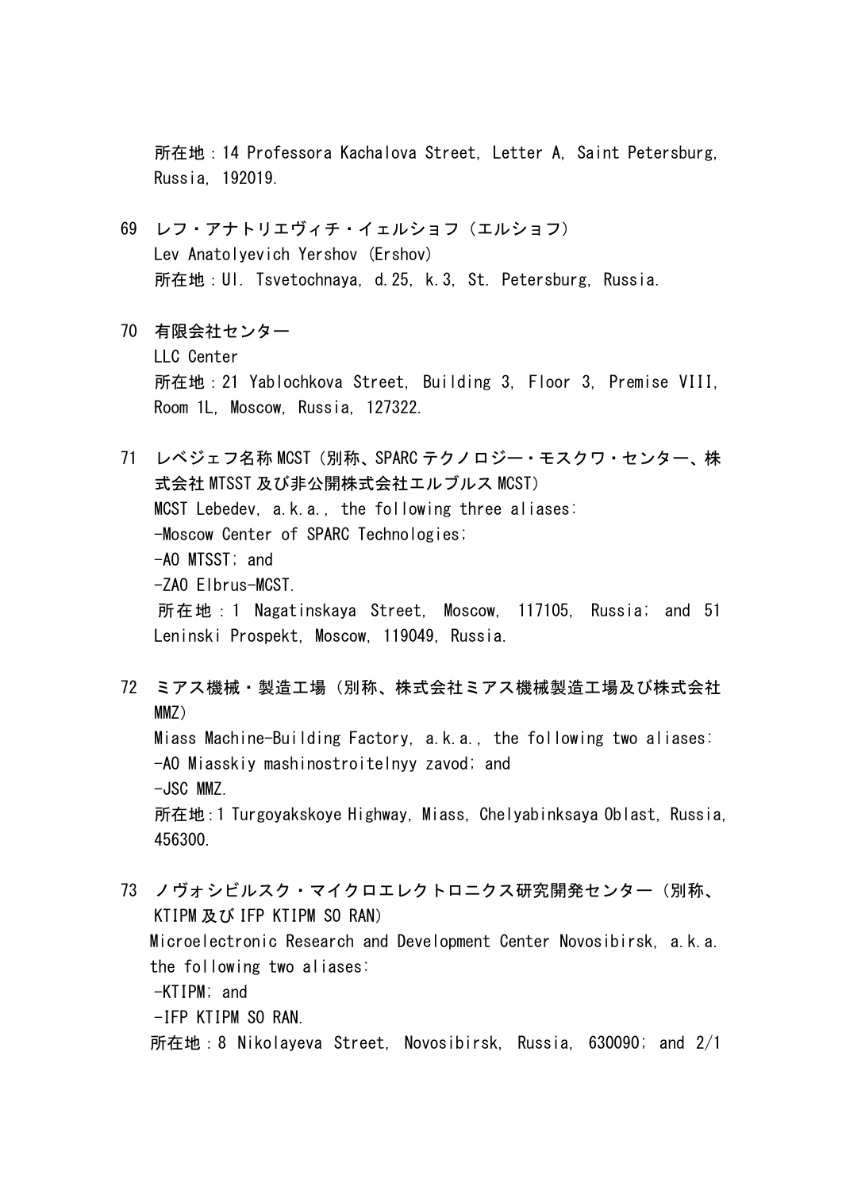所在地：14 Professora Kachalova Street, Letter A, Saint Petersburg, Russia, 192019.

69 レフ・アナトリエヴィチ・イェルショフ（エルショフ）
Lev Anatolyevich Yershov (Ershov)
所在地：Ul. Tsvetochnaya, d.25, k.3, St. Petersburg, Russia.

70 有限会社センター
LLC Center
所在地：21 Yablochkova Street, Building 3, Floor 3, Premise VIII, Room 1L, Moscow, Russia, 127322.

71 レベジェフ名称 MCST（別称、SPARC テクノロジー・モスクワ・センター、株式会社 MTSST 及び非公開株式会社エルブルス MCST）
MCST Lebedev, a.k.a., the following three aliases:
-Moscow Center of SPARC Technologies;
-AO MTSST; and
-ZAO Elbrus-MCST.
所在地：1 Nagatinskaya Street, Moscow, 117105, Russia; and 51 Leninski Prospekt, Moscow, 119049, Russia.

72 ミアス機械・製造工場（別称、株式会社ミアス機械製造工場及び株式会社 MMZ）
Miass Machine-Building Factory, a.k.a., the following two aliases:
-AO Miasskiy mashinostroitelnyy zavod; and
-JSC MMZ.
所在地：1 Turgoyakskoye Highway, Miass, Chelyabinksaya Oblast, Russia, 456300.

73 ノヴォシビルスク・マイクロエレクトロニクス研究開発センター（別称、KTIPM 及び IFP KTIPM SO RAN）
Microelectronic Research and Development Center Novosibirsk, a.k.a. the following two aliases:
-KTIPM; and
-IFP KTIPM SO RAN.
所在地：8 Nikolayeva Street, Novosibirsk, Russia, 630090; and 2/1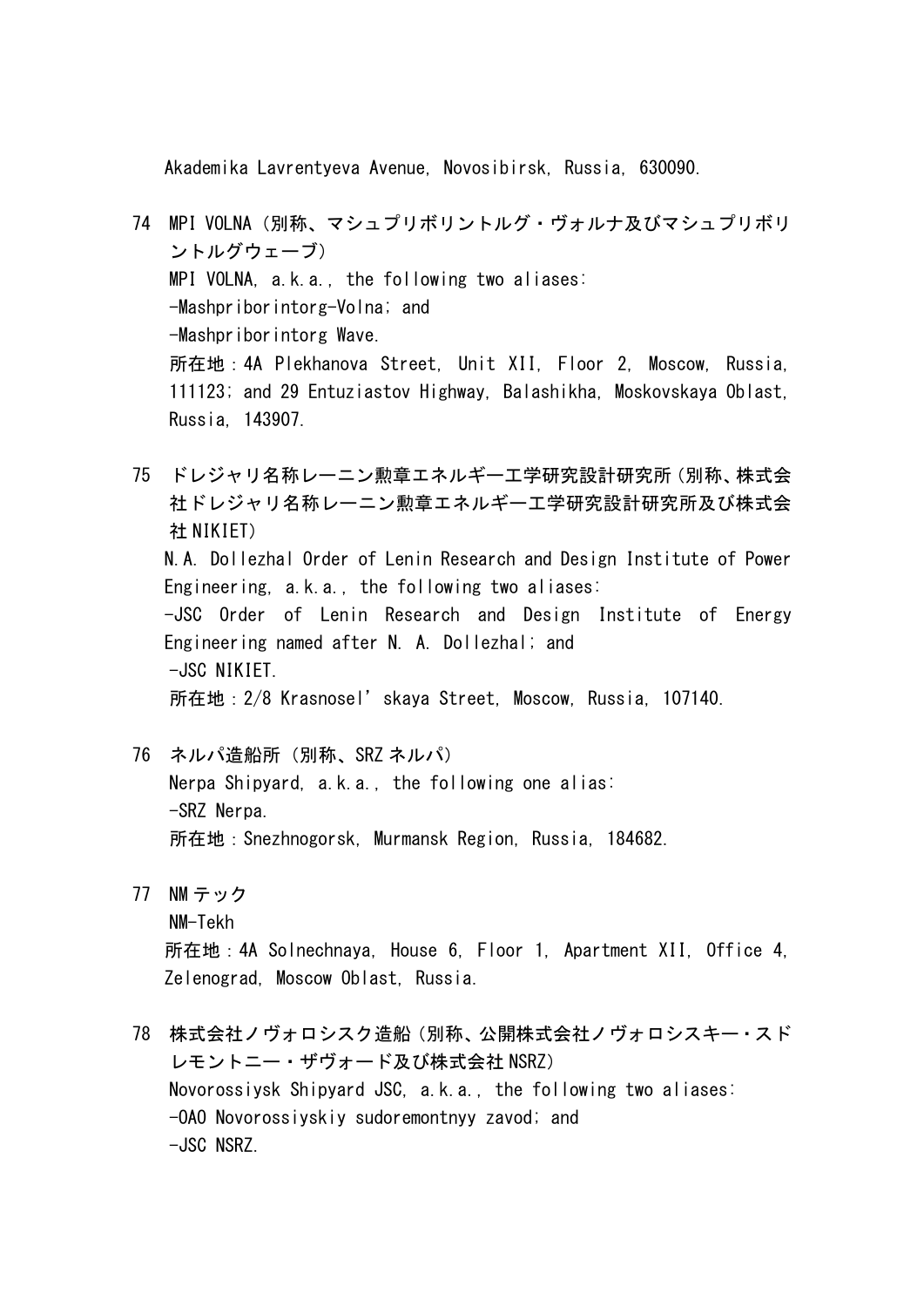Akademika Lavrentyeva Avenue, Novosibirsk, Russia, 630090.

74 MPI VOLNA（別称、マシュプリボリントルグ・ヴォルナ及びマシュプリボリントルグウェーブ）
MPI VOLNA, a.k.a., the following two aliases:
-Mashpriborintorg-Volna; and
-Mashpriborintorg Wave.
所在地：4A Plekhanova Street, Unit XII, Floor 2, Moscow, Russia, 111123; and 29 Entuziastov Highway, Balashikha, Moskovskaya Oblast, Russia, 143907.

75 ドレジャリ名称レーニン勲章エネルギー工学研究設計研究所（別称、株式会社ドレジャリ名称レーニン勲章エネルギー工学研究設計研究所及び株式会社 NIKIET）
N.A. Dollezhal Order of Lenin Research and Design Institute of Power Engineering, a.k.a., the following two aliases:
-JSC Order of Lenin Research and Design Institute of Energy Engineering named after N. A. Dollezhal; and
-JSC NIKIET.
所在地：2/8 Krasnosel'skaya Street, Moscow, Russia, 107140.

76 ネルパ造船所（別称、SRZ ネルパ）
Nerpa Shipyard, a.k.a., the following one alias:
-SRZ Nerpa.
所在地：Snezhnogorsk, Murmansk Region, Russia, 184682.

77 NM テック
NM-Tekh
所在地：4A Solnechnaya, House 6, Floor 1, Apartment XII, Office 4, Zelenograd, Moscow Oblast, Russia.

78 株式会社ノヴォロシスク造船（別称、公開株式会社ノヴォロシスキー・スドレモントニー・ザヴォード及び株式会社 NSRZ）
Novorossiysk Shipyard JSC, a.k.a., the following two aliases:
-OAO Novorossiyskiy sudoremontnyy zavod; and
-JSC NSRZ.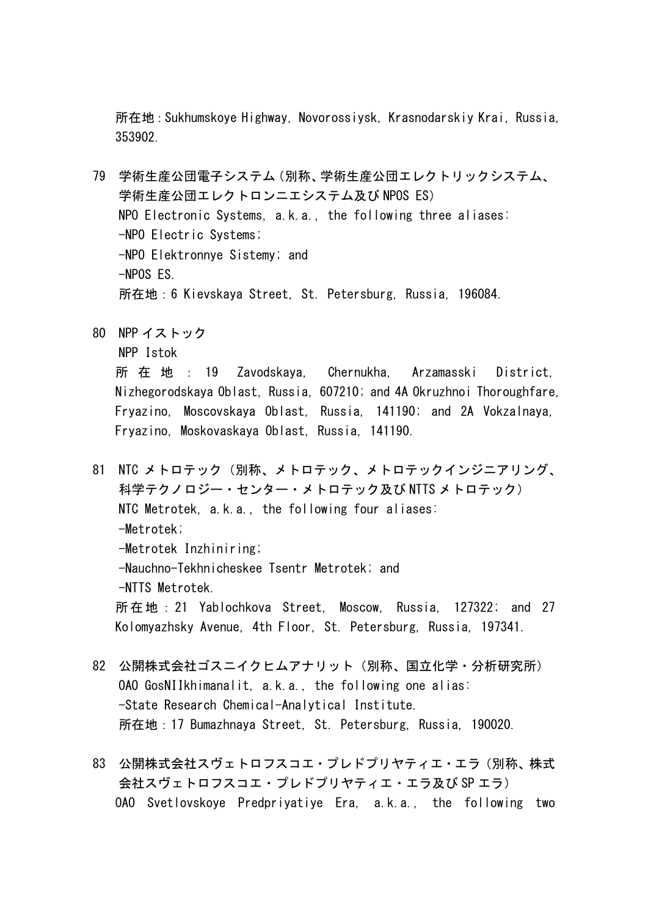所在地：Sukhumskoye Highway, Novorossiysk, Krasnodarskiy Krai, Russia, 353902.

79 学術生産公団電子システム（別称、学術生産公団エレクトリックシステム、学術生産公団エレクトロンニエシステム及びNPOS ES）
NPO Electronic Systems, a.k.a., the following three aliases:
-NPO Electric Systems;
-NPO Elektronnye Sistemy; and
-NPOS ES.
所在地：6 Kievskaya Street, St. Petersburg, Russia, 196084.

80 NPPイストック
NPP Istok
所在地：19 Zavodskaya, Chernukha, Arzamasski District, Nizhegorodskaya Oblast, Russia, 607210; and 4A Okruzhnoi Thoroughfare, Fryazino, Moscovskaya Oblast, Russia, 141190; and 2A Vokzalnaya, Fryazino, Moskovaskaya Oblast, Russia, 141190.

81 NTCメトロテック（別称、メトロテック、メトロテックインジニアリング、科学テクノロジー・センター・メトロテック及びNTTSメトロテック）
NTC Metrotek, a.k.a., the following four aliases:
-Metrotek;
-Metrotek Inzhiniring;
-Nauchno-Tekhnicheskee Tsentr Metrotek; and
-NTTS Metrotek.
所在地：21 Yablochkova Street, Moscow, Russia, 127322; and 27 Kolomyazhsky Avenue, 4th Floor, St. Petersburg, Russia, 197341.

82 公開株式会社ゴスニイクヒムアナリット（別称、国立化学・分析研究所）
OAO GosNIIkhimanalit, a.k.a., the following one alias:
-State Research Chemical-Analytical Institute.
所在地：17 Bumazhnaya Street, St. Petersburg, Russia, 190020.

83 公開株式会社スヴェトロフスコエ・プレドプリヤティエ・エラ（別称、株式会社スヴェトロフスコエ・プレドプリヤティエ・エラ及びSPエラ）
OAO Svetlovskoye Predpriyatiye Era, a.k.a., the following two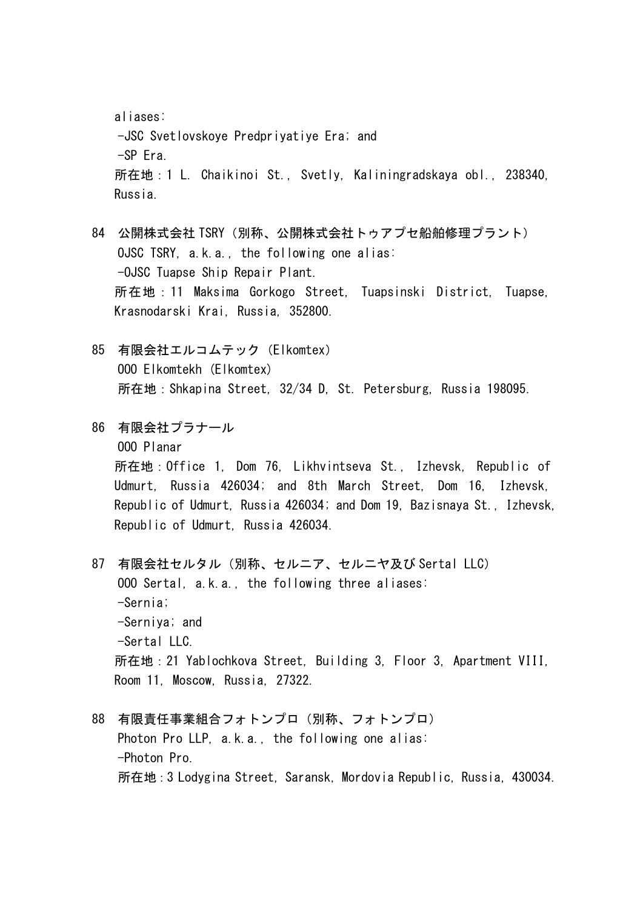aliases:
-JSC Svetlovskoye Predpriyatiye Era; and
-SP Era.
所在地：1 L. Chaikinoi St., Svetly, Kaliningradskaya obl., 238340, Russia.

84 公開株式会社 TSRY（別称、公開株式会社トゥアプセ船舶修理プラント）
OJSC TSRY, a.k.a., the following one alias:
-OJSC Tuapse Ship Repair Plant.
所在地：11 Maksima Gorkogo Street, Tuapsinski District, Tuapse, Krasnodarski Krai, Russia, 352800.

85 有限会社エルコムテック（Elkomtex）
OOO Elkomtekh (Elkomtex)
所在地：Shkapina Street, 32/34 D, St. Petersburg, Russia 198095.

86 有限会社プラナール
OOO Planar
所在地：Office 1, Dom 76, Likhvintseva St., Izhevsk, Republic of Udmurt, Russia 426034; and 8th March Street, Dom 16, Izhevsk, Republic of Udmurt, Russia 426034; and Dom 19, Bazisnaya St., Izhevsk, Republic of Udmurt, Russia 426034.

87 有限会社セルタル（別称、セルニア、セルニヤ及び Sertal LLC）
OOO Sertal, a.k.a., the following three aliases:
-Sernia;
-Serniya; and
-Sertal LLC.
所在地：21 Yablochkova Street, Building 3, Floor 3, Apartment VIII, Room 11, Moscow, Russia, 27322.

88 有限責任事業組合フォトンプロ（別称、フォトンプロ）
Photon Pro LLP, a.k.a., the following one alias:
-Photon Pro.
所在地：3 Lodygina Street, Saransk, Mordovia Republic, Russia, 430034.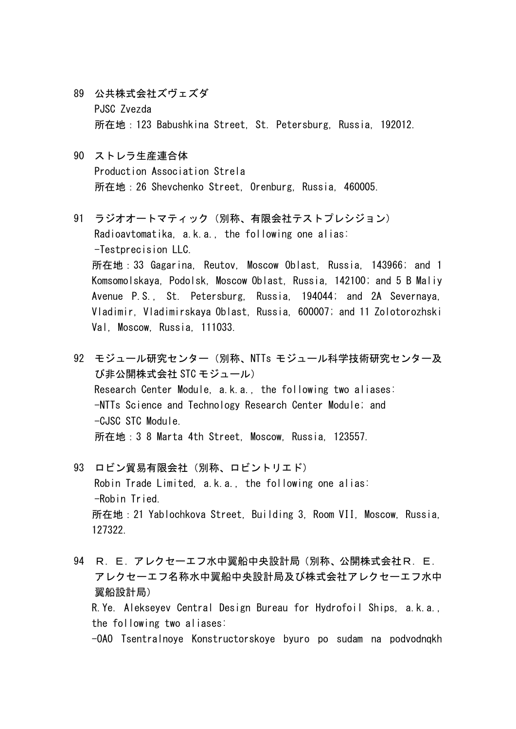89　公共株式会社ズヴェズダ
PJSC Zvezda
所在地：123 Babushkina Street, St. Petersburg, Russia, 192012.

90　ストレラ生産連合体
Production Association Strela
所在地：26 Shevchenko Street, Orenburg, Russia, 460005.

91　ラジオオートマティック（別称、有限会社テストプレシジョン）
Radioavtomatika, a.k.a., the following one alias:
-Testprecision LLC.
所在地：33 Gagarina, Reutov, Moscow Oblast, Russia, 143966; and 1 Komsomolskaya, Podolsk, Moscow Oblast, Russia, 142100; and 5 B Maliy Avenue P.S., St. Petersburg, Russia, 194044; and 2A Severnaya, Vladimir, Vladimirskaya Oblast, Russia, 600007; and 11 Zolotorozhski Val, Moscow, Russia, 111033.

92　モジュール研究センター（別称、NTTs モジュール科学技術研究センター及び非公開株式会社 STC モジュール）
Research Center Module, a.k.a., the following two aliases:
-NTTs Science and Technology Research Center Module; and
-CJSC STC Module.
所在地：3 8 Marta 4th Street, Moscow, Russia, 123557.

93　ロビン貿易有限会社（別称、ロビントリエド）
Robin Trade Limited, a.k.a., the following one alias:
-Robin Tried.
所在地：21 Yablochkova Street, Building 3, Room VII, Moscow, Russia, 127322.

94　Ｒ．Ｅ．アレクセーエフ水中翼船中央設計局（別称、公開株式会社Ｒ．Ｅ．アレクセーエフ名称水中翼船中央設計局及び株式会社アレクセーエフ水中翼船設計局）
R.Ye. Alekseyev Central Design Bureau for Hydrofoil Ships, a.k.a., the following two aliases:
-OAO Tsentralnoye Konstructorskoye byuro po sudam na podvodnqkh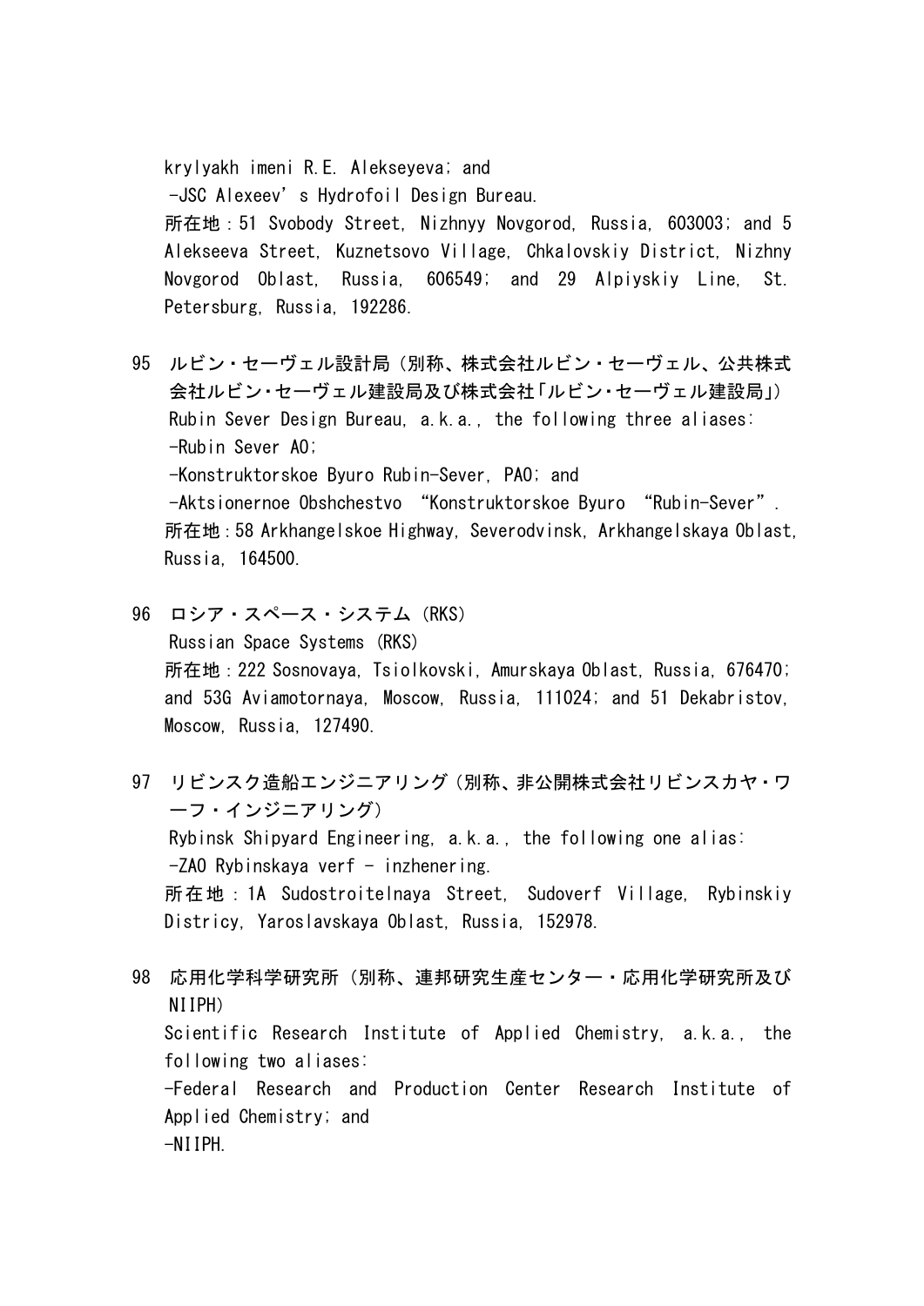krylyakh imeni R.E. Alekseyeva; and
-JSC Alexeev’s Hydrofoil Design Bureau.
所在地：51 Svobody Street, Nizhnyy Novgorod, Russia, 603003; and 5 Alekseeva Street, Kuznetsovo Village, Chkalovskiy District, Nizhny Novgorod Oblast, Russia, 606549; and 29 Alpiyskiy Line, St. Petersburg, Russia, 192286.

95 ルビン・セーヴェル設計局（別称、株式会社ルビン・セーヴェル、公共株式会社ルビン・セーヴェル建設局及び株式会社「ルビン・セーヴェル建設局」）
Rubin Sever Design Bureau, a.k.a., the following three aliases:
-Rubin Sever AO;
-Konstruktorskoe Byuro Rubin-Sever, PAO; and
-Aktsionernoe Obshchestvo “Konstruktorskoe Byuro “Rubin-Sever”.
所在地：58 Arkhangelskoe Highway, Severodvinsk, Arkhangelskaya Oblast, Russia, 164500.

96 ロシア・スペース・システム（RKS）
Russian Space Systems (RKS)
所在地：222 Sosnovaya, Tsiolkovski, Amurskaya Oblast, Russia, 676470; and 53G Aviamotornaya, Moscow, Russia, 111024; and 51 Dekabristov, Moscow, Russia, 127490.

97 リビンスク造船エンジニアリング（別称、非公開株式会社リビンスカヤ・ワーフ・インジニアリング）
Rybinsk Shipyard Engineering, a.k.a., the following one alias:
-ZAO Rybinskaya verf - inzhenering.
所在地：1A Sudostroitelnaya Street, Sudoverf Village, Rybinskiy Districy, Yaroslavskaya Oblast, Russia, 152978.

98 応用化学科学研究所（別称、連邦研究生産センター・応用化学研究所及びNIIPH）
Scientific Research Institute of Applied Chemistry, a.k.a., the following two aliases:
-Federal Research and Production Center Research Institute of Applied Chemistry; and
-NIIPH.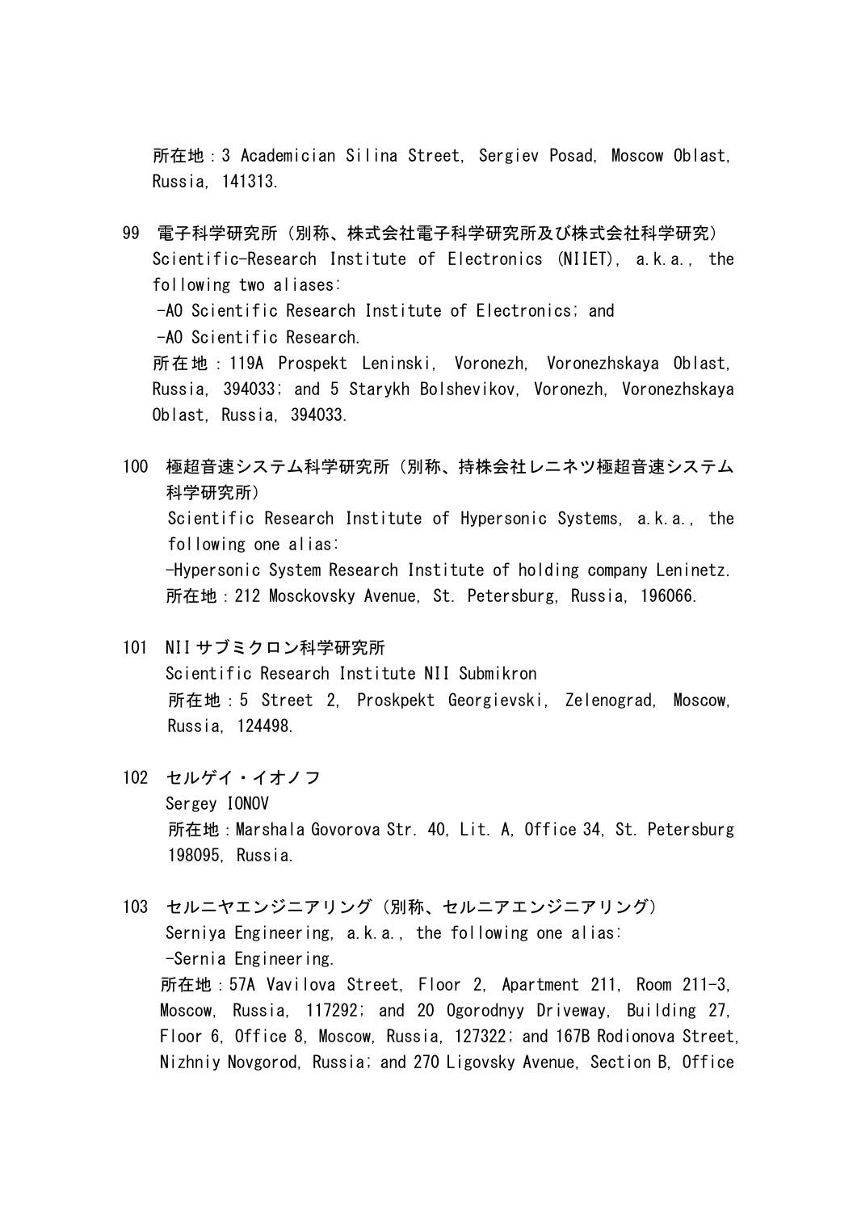所在地：3 Academician Silina Street, Sergiev Posad, Moscow Oblast, Russia, 141313.

99 電子科学研究所（別称、株式会社電子科学研究所及び株式会社科学研究）
Scientific-Research Institute of Electronics (NIIET), a.k.a., the following two aliases:
-AO Scientific Research Institute of Electronics; and
-AO Scientific Research.
所在地：119A Prospekt Leninski, Voronezh, Voronezhskaya Oblast, Russia, 394033; and 5 Starykh Bolshevikov, Voronezh, Voronezhskaya Oblast, Russia, 394033.

100 極超音速システム科学研究所（別称、持株会社レニネツ極超音速システム科学研究所）
Scientific Research Institute of Hypersonic Systems, a.k.a., the following one alias:
-Hypersonic System Research Institute of holding company Leninetz.
所在地：212 Mosckovsky Avenue, St. Petersburg, Russia, 196066.

101 NIIサブミクロン科学研究所
Scientific Research Institute NII Submikron
所在地：5 Street 2, Proskpekt Georgievski, Zelenograd, Moscow, Russia, 124498.

102 セルゲイ・イオノフ
Sergey IONOV
所在地：Marshala Govorova Str. 40, Lit. A, Office 34, St. Petersburg 198095, Russia.

103 セルニヤエンジニアリング（別称、セルニアエンジニアリング）
Serniya Engineering, a.k.a., the following one alias:
-Sernia Engineering.
所在地：57A Vavilova Street, Floor 2, Apartment 211, Room 211-3, Moscow, Russia, 117292; and 20 Ogorodnyy Driveway, Building 27, Floor 6, Office 8, Moscow, Russia, 127322; and 167B Rodionova Street, Nizhniy Novgorod, Russia; and 270 Ligovsky Avenue, Section B, Office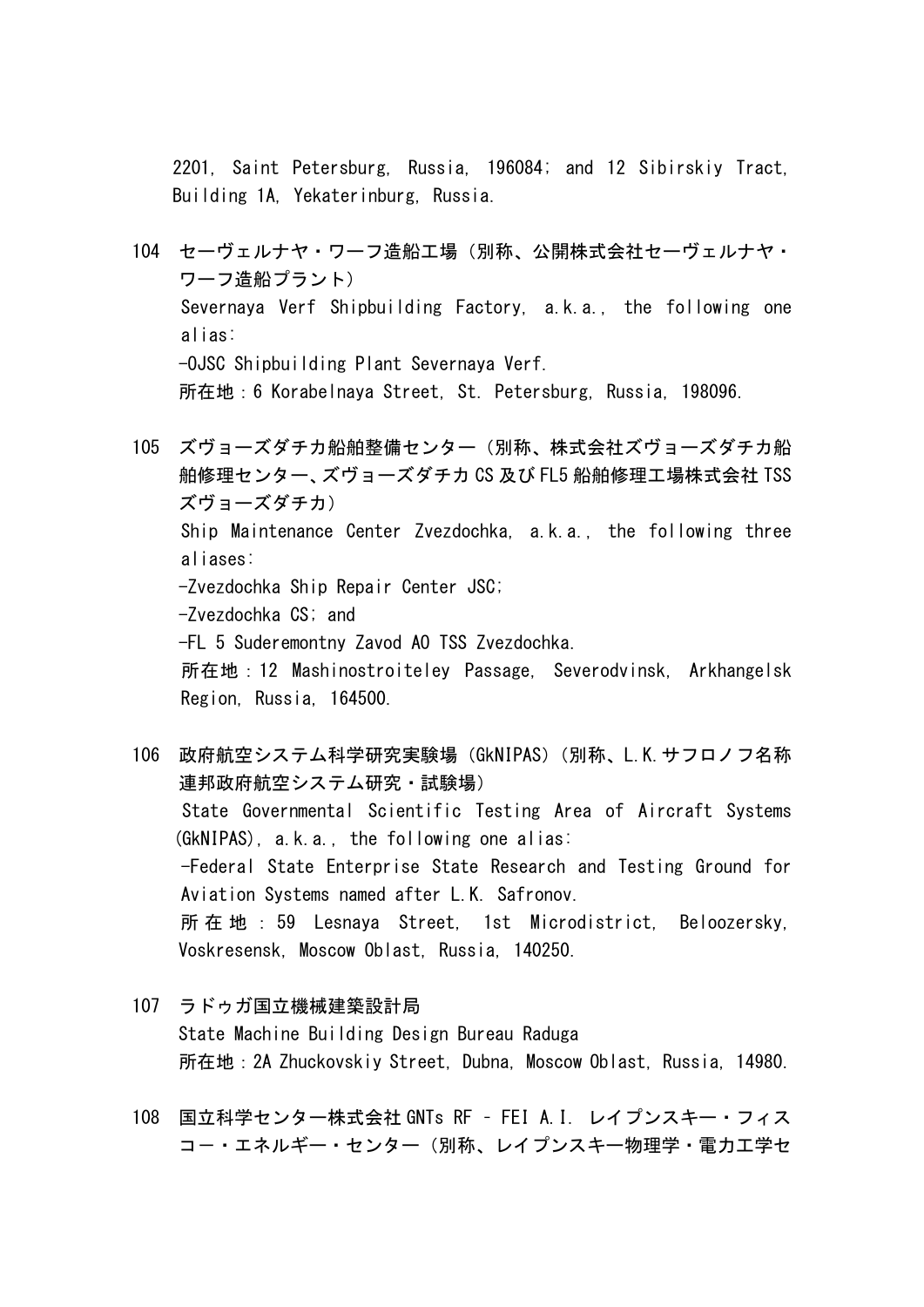2201, Saint Petersburg, Russia, 196084; and 12 Sibirskiy Tract, Building 1A, Yekaterinburg, Russia.

104 セーヴェルナヤ・ワーフ造船工場（別称、公開株式会社セーヴェルナヤ・ワーフ造船プラント）
Severnaya Verf Shipbuilding Factory, a.k.a., the following one alias:
-OJSC Shipbuilding Plant Severnaya Verf.
所在地：6 Korabelnaya Street, St. Petersburg, Russia, 198096.

105 ズヴョーズダチカ船舶整備センター（別称、株式会社ズヴョーズダチカ船舶修理センター、ズヴョーズダチカ CS 及び FL5 船舶修理工場株式会社 TSS ズヴョーズダチカ）
Ship Maintenance Center Zvezdochka, a.k.a., the following three aliases:
-Zvezdochka Ship Repair Center JSC;
-Zvezdochka CS; and
-FL 5 Suderemontny Zavod AO TSS Zvezdochka.
所在地：12 Mashinostroiteley Passage, Severodvinsk, Arkhangelsk Region, Russia, 164500.

106 政府航空システム科学研究実験場（GkNIPAS）（別称、L.K.サフロノフ名称連邦政府航空システム研究・試験場）
State Governmental Scientific Testing Area of Aircraft Systems (GkNIPAS), a.k.a., the following one alias:
-Federal State Enterprise State Research and Testing Ground for Aviation Systems named after L.K. Safronov.
所在地：59 Lesnaya Street, 1st Microdistrict, Beloozersky, Voskresensk, Moscow Oblast, Russia, 140250.

107 ラドゥガ国立機械建築設計局
State Machine Building Design Bureau Raduga
所在地：2A Zhuckovskiy Street, Dubna, Moscow Oblast, Russia, 14980.

108 国立科学センター株式会社 GNTs RF – FEI A.I. レイプンスキー・フィスコー・エネルギー・センター（別称、レイプンスキー物理学・電力工学セ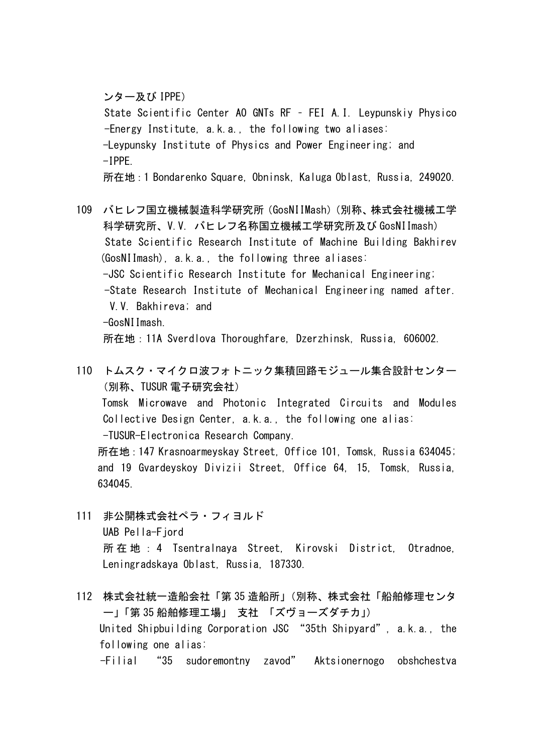ンター及び IPPE）
State Scientific Center AO GNTs RF – FEI A.I. Leypunskiy Physico -Energy Institute, a.k.a., the following two aliases:
-Leypunsky Institute of Physics and Power Engineering; and
-IPPE.
所在地：1 Bondarenko Square, Obninsk, Kaluga Oblast, Russia, 249020.

109 バヒレフ国立機械製造科学研究所（GosNIIMash）（別称、株式会社機械工学科学研究所、V.V. バヒレフ名称国立機械工学研究所及び GosNIImash）
State Scientific Research Institute of Machine Building Bakhirev (GosNIImash), a.k.a., the following three aliases:
-JSC Scientific Research Institute for Mechanical Engineering;
-State Research Institute of Mechanical Engineering named after. V.V. Bakhireva; and
-GosNIImash.
所在地：11A Sverdlova Thoroughfare, Dzerzhinsk, Russia, 606002.

110 トムスク・マイクロ波フォトニック集積回路モジュール集合設計センター（別称、TUSUR 電子研究会社）
Tomsk Microwave and Photonic Integrated Circuits and Modules Collective Design Center, a.k.a., the following one alias:
-TUSUR-Electronica Research Company.
所在地：147 Krasnoarmeyskay Street, Office 101, Tomsk, Russia 634045; and 19 Gvardeyskoy Divizii Street, Office 64, 15, Tomsk, Russia, 634045.

111 非公開株式会社ペラ・フィヨルド
UAB Pella-Fjord
所在地：4 Tsentralnaya Street, Kirovski District, Otradnoe, Leningradskaya Oblast, Russia, 187330.

112 株式会社統一造船会社「第 35 造船所」（別称、株式会社「船舶修理センター」「第 35 船舶修理工場」 支社 「ズヴョーズダチカ」）
United Shipbuilding Corporation JSC “35th Shipyard”, a.k.a., the following one alias:
-Filial “35 sudoremontny zavod” Aktsionernogo obshchestva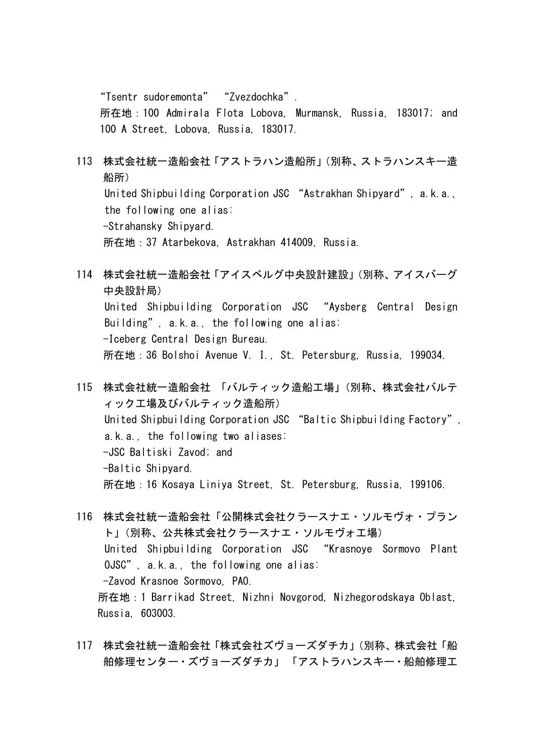"Tsentr sudoremonta" "Zvezdochka".

所在地：100 Admirala Flota Lobova, Murmansk, Russia, 183017; and 100 A Street, Lobova, Russia, 183017.

113 株式会社統一造船会社「アストラハン造船所」（別称、ストラハンスキー造船所）

United Shipbuilding Corporation JSC "Astrakhan Shipyard", a.k.a., the following one alias:

-Strahansky Shipyard.

所在地：37 Atarbekova, Astrakhan 414009, Russia.

114 株式会社統一造船会社「アイスベルグ中央設計建設」（別称、アイスバーグ中央設計局）

United Shipbuilding Corporation JSC "Aysberg Central Design Building", a.k.a., the following one alias:

-Iceberg Central Design Bureau.

所在地：36 Bolshoi Avenue V. I., St. Petersburg, Russia, 199034.

115 株式会社統一造船会社 「バルティック造船工場」（別称、株式会社バルティック工場及びバルティック造船所）

United Shipbuilding Corporation JSC "Baltic Shipbuilding Factory", a.k.a., the following two aliases:

-JSC Baltiski Zavod; and

-Baltic Shipyard.

所在地：16 Kosaya Liniya Street, St. Petersburg, Russia, 199106.

116 株式会社統一造船会社「公開株式会社クラースナエ・ソルモヴォ・プラント」（別称、公共株式会社クラースナエ・ソルモヴォ工場）

United Shipbuilding Corporation JSC "Krasnoye Sormovo Plant OJSC", a.k.a., the following one alias:

-Zavod Krasnoe Sormovo, PAO.

所在地：1 Barrikad Street, Nizhni Novgorod, Nizhegorodskaya Oblast, Russia, 603003.

117 株式会社統一造船会社「株式会社ズヴョーズダチカ」（別称、株式会社「船舶修理センター・ズヴョーズダチカ」 「アストラハンスキー・船舶修理工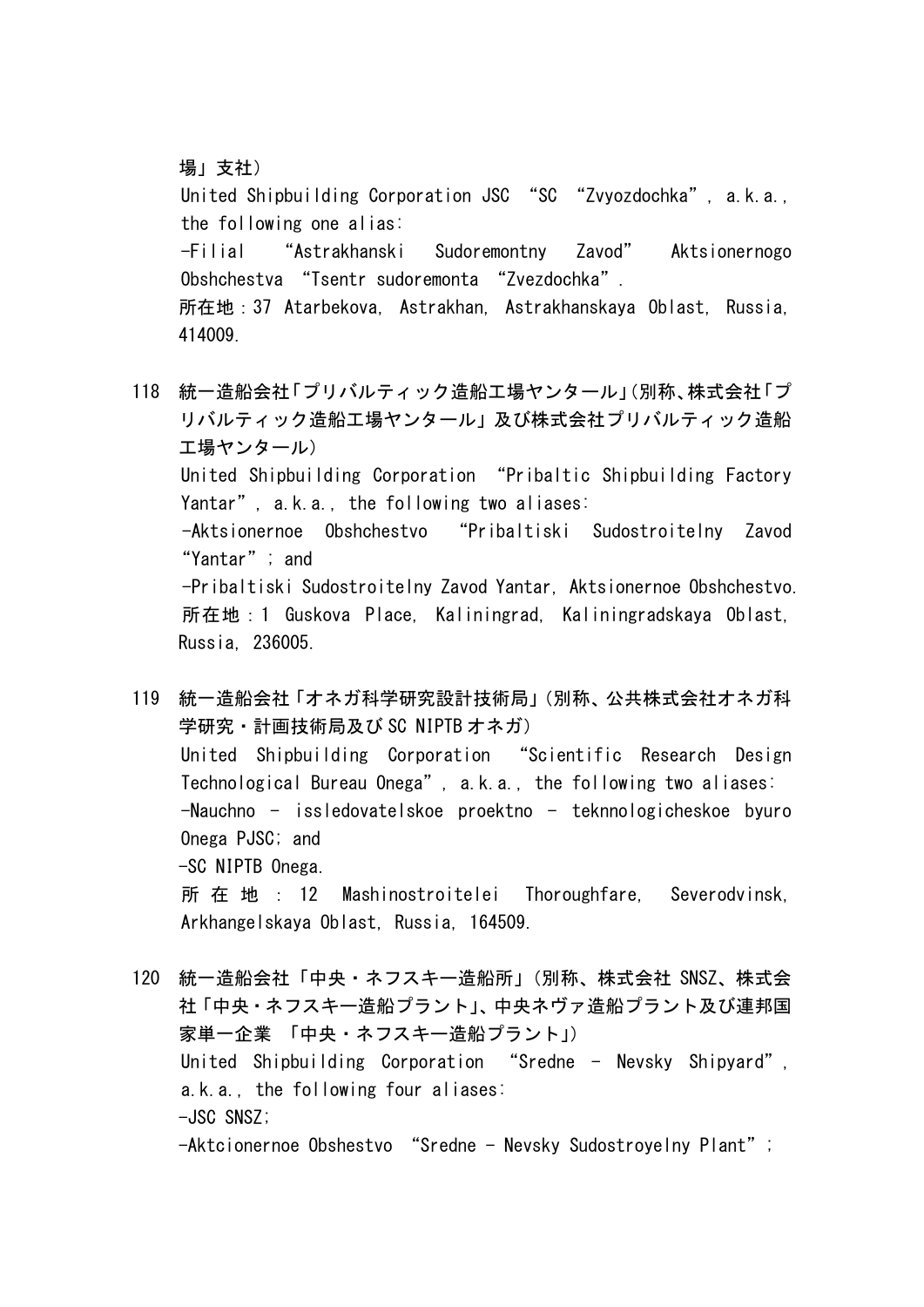場」支社)

United Shipbuilding Corporation JSC “SC “Zvyozdochka”, a.k.a., the following one alias:

-Filial “Astrakhanski Sudoremontny Zavod” Aktsionernogo Obshchestva “Tsentr sudoremonta “Zvezdochka”.

所在地：37 Atarbekova, Astrakhan, Astrakhanskaya Oblast, Russia, 414009.

118 統一造船会社「プリバルティック造船工場ヤンタール」(別称、株式会社「プリバルティック造船工場ヤンタール」及び株式会社プリバルティック造船工場ヤンタール)

United Shipbuilding Corporation “Pribaltic Shipbuilding Factory Yantar”, a.k.a., the following two aliases:

-Aktsionernoe Obshchestvo “Pribaltiski Sudostroitelny Zavod “Yantar”; and

-Pribaltiski Sudostroitelny Zavod Yantar, Aktsionernoe Obshchestvo.

所在地：1 Guskova Place, Kaliningrad, Kaliningradskaya Oblast, Russia, 236005.

119 統一造船会社「オネガ科学研究設計技術局」(別称、公共株式会社オネガ科学研究・計画技術局及びSC NIPTBオネガ)

United Shipbuilding Corporation “Scientific Research Design Technological Bureau Onega”, a.k.a., the following two aliases:

-Nauchno - issledovatelskoe proektno - teknnologicheskoe byuro Onega PJSC; and

-SC NIPTB Onega.

所在地：12 Mashinostroitelei Thoroughfare, Severodvinsk, Arkhangelskaya Oblast, Russia, 164509.

120 統一造船会社「中央・ネフスキー造船所」(別称、株式会社SNSZ、株式会社「中央・ネフスキー造船プラント」、中央ネヴァ造船プラント及び連邦国家単一企業 「中央・ネフスキー造船プラント」)

United Shipbuilding Corporation “Sredne - Nevsky Shipyard”, a.k.a., the following four aliases:

-JSC SNSZ;

-Aktcionernoe Obshestvo “Sredne - Nevsky Sudostroyelny Plant”;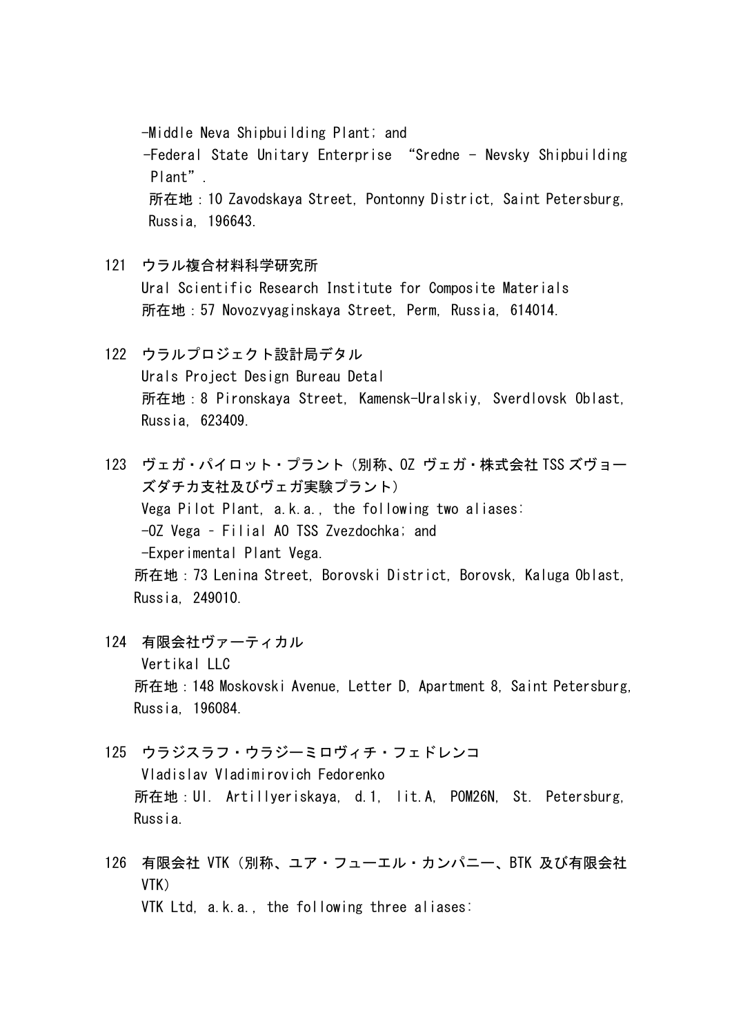-Middle Neva Shipbuilding Plant; and
-Federal State Unitary Enterprise “Sredne - Nevsky Shipbuilding Plant”.
所在地：10 Zavodskaya Street, Pontonny District, Saint Petersburg, Russia, 196643.

121 ウラル複合材料科学研究所
Ural Scientific Research Institute for Composite Materials
所在地：57 Novozvyaginskaya Street, Perm, Russia, 614014.

122 ウラルプロジェクト設計局デタル
Urals Project Design Bureau Detal
所在地：8 Pironskaya Street, Kamensk-Uralskiy, Sverdlovsk Oblast, Russia, 623409.

123 ヴェガ・パイロット・プラント（別称、OZ ヴェガ・株式会社 TSS ズヴョーズダチカ支社及びヴェガ実験プラント）
Vega Pilot Plant, a.k.a., the following two aliases:
-OZ Vega - Filial AO TSS Zvezdochka; and
-Experimental Plant Vega.
所在地：73 Lenina Street, Borovski District, Borovsk, Kaluga Oblast, Russia, 249010.

124 有限会社ヴァーティカル
Vertikal LLC
所在地：148 Moskovski Avenue, Letter D, Apartment 8, Saint Petersburg, Russia, 196084.

125 ウラジスラフ・ウラジーミロヴィチ・フェドレンコ
Vladislav Vladimirovich Fedorenko
所在地：Ul. Artillyeriskaya, d.1, lit.A, POM26N, St. Petersburg, Russia.

126 有限会社 VTK（別称、ユア・フューエル・カンパニー、BTK 及び有限会社 VTK）
VTK Ltd, a.k.a., the following three aliases: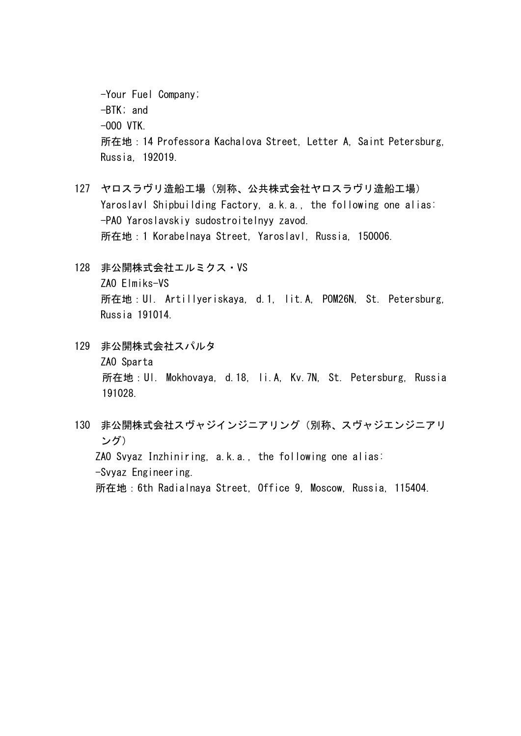-Your Fuel Company;
-BTK; and
-OOO VTK.
所在地：14 Professora Kachalova Street, Letter A, Saint Petersburg, Russia, 192019.

127 ヤロスラヴリ造船工場（別称、公共株式会社ヤロスラヴリ造船工場）
Yaroslavl Shipbuilding Factory, a.k.a., the following one alias:
-PAO Yaroslavskiy sudostroitelnyy zavod.
所在地：1 Korabelnaya Street, Yaroslavl, Russia, 150006.

128 非公開株式会社エルミクス・VS
ZAO Elmiks-VS
所在地：Ul. Artillyeriskaya, d.1, lit.A, POM26N, St. Petersburg, Russia 191014.

129 非公開株式会社スパルタ
ZAO Sparta
所在地：Ul. Mokhovaya, d.18, li.A, Kv.7N, St. Petersburg, Russia 191028.

130 非公開株式会社スヴャジインジニアリング（別称、スヴャジエンジニアリング）
ZAO Svyaz Inzhiniring, a.k.a., the following one alias:
-Svyaz Engineering.
所在地：6th Radialnaya Street, Office 9, Moscow, Russia, 115404.